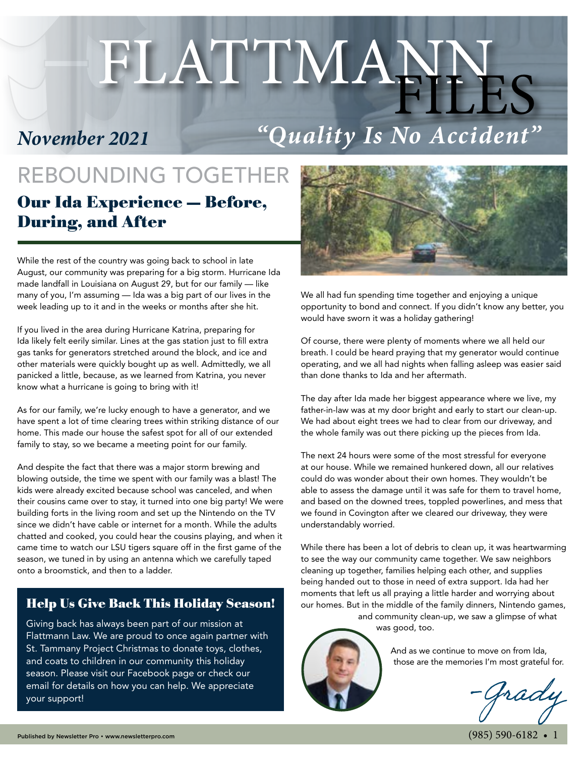# FLATTMANN FILES

*November 2021*

*"Quality Is No Accident"*

## REBOUNDING TOGETHER

### Our Ida Experience — Before, During, and After

While the rest of the country was going back to school in late August, our community was preparing for a big storm. Hurricane Ida made landfall in Louisiana on August 29, but for our family — like many of you, I'm assuming — Ida was a big part of our lives in the week leading up to it and in the weeks or months after she hit.

If you lived in the area during Hurricane Katrina, preparing for Ida likely felt eerily similar. Lines at the gas station just to fill extra gas tanks for generators stretched around the block, and ice and other materials were quickly bought up as well. Admittedly, we all panicked a little, because, as we learned from Katrina, you never know what a hurricane is going to bring with it!

As for our family, we're lucky enough to have a generator, and we have spent a lot of time clearing trees within striking distance of our home. This made our house the safest spot for all of our extended family to stay, so we became a meeting point for our family.

And despite the fact that there was a major storm brewing and blowing outside, the time we spent with our family was a blast! The kids were already excited because school was canceled, and when their cousins came over to stay, it turned into one big party! We were building forts in the living room and set up the Nintendo on the TV since we didn't have cable or internet for a month. While the adults chatted and cooked, you could hear the cousins playing, and when it came time to watch our LSU tigers square off in the first game of the season, we tuned in by using an antenna which we carefully taped onto a broomstick, and then to a ladder.

We all had fun spending time together and enjoying a unique opportunity to bond and connect. If you didn't know any better, you would have sworn it was a holiday gathering!

Of course, there were plenty of moments where we all held our breath. I could be heard praying that my generator would continue operating, and we all had nights when falling asleep was easier said than done thanks to Ida and her aftermath.

The day after Ida made her biggest appearance where we live, my father-in-law was at my door bright and early to start our clean-up. We had about eight trees we had to clear from our driveway, and the whole family was out there picking up the pieces from Ida.

The next 24 hours were some of the most stressful for everyone at our house. While we remained hunkered down, all our relatives could do was wonder about their own homes. They wouldn't be able to assess the damage until it was safe for them to travel home, and based on the downed trees, toppled powerlines, and mess that we found in Covington after we cleared our driveway, they were understandably worried.

While there has been a lot of debris to clean up, it was heartwarming to see the way our community came together. We saw neighbors cleaning up together, families helping each other, and supplies being handed out to those in need of extra support. Ida had her moments that left us all praying a little harder and worrying about our homes. But in the middle of the family dinners, Nintendo games, and community clean-up, we saw a glimpse of what was good, too.

And as we continue to move on from Ida, those are the memories I'm most grateful for.

*–Grady*

### Help Us Give Back This Holiday Season!

Giving back has always been part of our mission at Flattmann Law. We are proud to once again partner with St. Tammany Project Christmas to donate toys, clothes, and coats to children in our community this holiday season. Please visit our Facebook page or check our email for details on how you can help. We appreciate your support!

Published by Newsletter Pro • www.newsletterpro.com

(985) 590-6182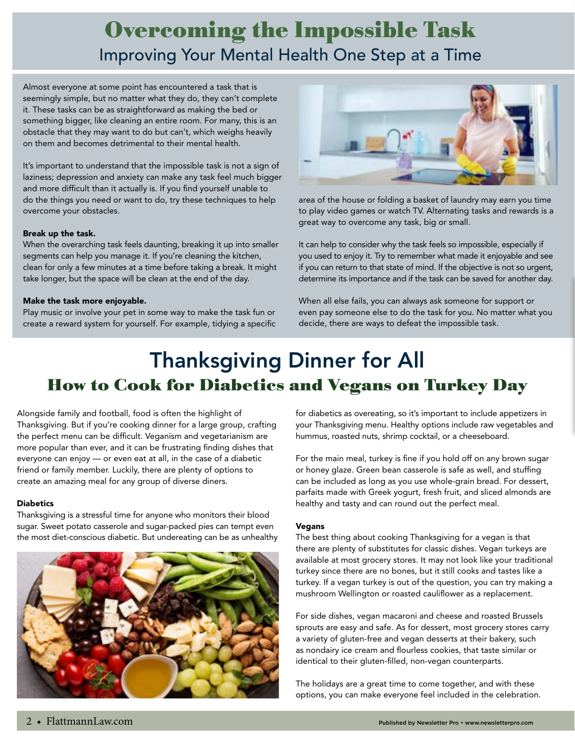# Overcoming the Impossible Task

## Improving Your Mental Health One Step at a Time

Almost everyone at some point has encountered a task that is seemingly simple, but no matter what they do, they can't complete it. These tasks can be as straightforward as making the bed or something bigger, like cleaning an entire room. For many, this is an obstacle that they may want to do but can't, which weighs heavily on them and becomes detrimental to their mental health.

It's important to understand that the impossible task is not a sign of laziness; depression and anxiety can make any task feel much bigger and more difficult than it actually is. If you find yourself unable to do the things you need or want to do, try these techniques to help overcome your obstacles.

**Break up the task.**
When the overarching task feels daunting, breaking it up into smaller segments can help you manage it. If you're cleaning the kitchen, clean for only a few minutes at a time before taking a break. It might take longer, but the space will be clean at the end of the day.

**Make the task more enjoyable.**
Play music or involve your pet in some way to make the task fun or create a reward system for yourself. For example, tidying a specific area of the house or folding a basket of laundry may earn you time to play video games or watch TV. Alternating tasks and rewards is a great way to overcome any task, big or small.

It can help to consider why the task feels so impossible, especially if you used to enjoy it. Try to remember what made it enjoyable and see if you can return to that state of mind. If the objective is not so urgent, determine its importance and if the task can be saved for another day.

When all else fails, you can always ask someone for support or even pay someone else to do the task for you. No matter what you decide, there are ways to defeat the impossible task.

# Thanksgiving Dinner for All

## How to Cook for Diabetics and Vegans on Turkey Day

Alongside family and football, food is often the highlight of Thanksgiving. But if you're cooking dinner for a large group, crafting the perfect menu can be difficult. Veganism and vegetarianism are more popular than ever, and it can be frustrating finding dishes that everyone can enjoy — or even eat at all, in the case of a diabetic friend or family member. Luckily, there are plenty of options to create an amazing meal for any group of diverse diners.

**Diabetics**
Thanksgiving is a stressful time for anyone who monitors their blood sugar. Sweet potato casserole and sugar-packed pies can tempt even the most diet-conscious diabetic. But undereating can be as unhealthy for diabetics as overeating, so it's important to include appetizers in your Thanksgiving menu. Healthy options include raw vegetables and hummus, roasted nuts, shrimp cocktail, or a cheeseboard.

For the main meal, turkey is fine if you hold off on any brown sugar or honey glaze. Green bean casserole is safe as well, and stuffing can be included as long as you use whole-grain bread. For dessert, parfaits made with Greek yogurt, fresh fruit, and sliced almonds are healthy and tasty and can round out the perfect meal.

**Vegans**
The best thing about cooking Thanksgiving for a vegan is that there are plenty of substitutes for classic dishes. Vegan turkeys are available at most grocery stores. It may not look like your traditional turkey since there are no bones, but it still cooks and tastes like a turkey. If a vegan turkey is out of the question, you can try making a mushroom Wellington or roasted cauliflower as a replacement.

For side dishes, vegan macaroni and cheese and roasted Brussels sprouts are easy and safe. As for dessert, most grocery stores carry a variety of gluten-free and vegan desserts at their bakery, such as nondairy ice cream and flourless cookies, that taste similar or identical to their gluten-filled, non-vegan counterparts.

The holidays are a great time to come together, and with these options, you can make everyone feel included in the celebration.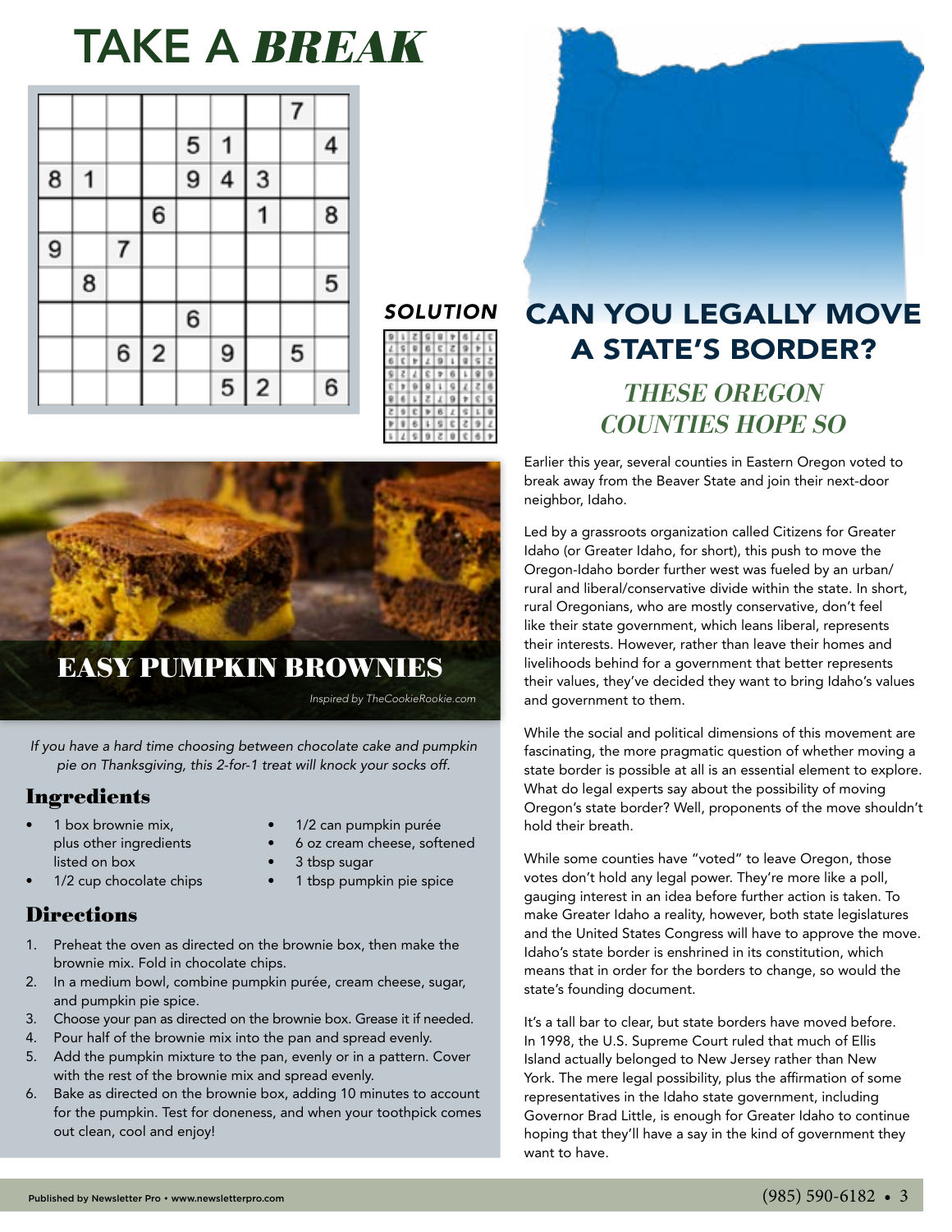# TAKE A *BREAK*

|   |   |   |   |   |   |   |   |   |
|---|---|---|---|---|---|---|---|---|
|   |   |   |   |   |   |   | 7 |   |
|   |   |   |   | 5 | 1 |   |   | 4 |
| 8 | 1 |   |   | 9 | 4 | 3 |   |   |
|   |   |   | 6 |   |   | 1 |   | 8 |
| 9 |   | 7 |   |   |   |   |   |   |
|   | 8 |   |   |   |   |   |   | 5 |
|   |   |   |   | 6 |   |   |   |   |
|   |   | 6 | 2 |   | 9 |   | 5 |   |
|   |   |   |   |   | 5 | 2 |   | 6 |

***SOLUTION***

## EASY PUMPKIN BROWNIES

*Inspired by TheCookieRookie.com*

*If you have a hard time choosing between chocolate cake and pumpkin pie on Thanksgiving, this 2-for-1 treat will knock your socks off.*

### Ingredients

- 1 box brownie mix, plus other ingredients listed on box
- 1/2 cup chocolate chips
- 1/2 can pumpkin purée
- 6 oz cream cheese, softened
- 3 tbsp sugar
- 1 tbsp pumpkin pie spice

### Directions

1. Preheat the oven as directed on the brownie box, then make the brownie mix. Fold in chocolate chips.
2. In a medium bowl, combine pumpkin purée, cream cheese, sugar, and pumpkin pie spice.
3. Choose your pan as directed on the brownie box. Grease it if needed.
4. Pour half of the brownie mix into the pan and spread evenly.
5. Add the pumpkin mixture to the pan, evenly or in a pattern. Cover with the rest of the brownie mix and spread evenly.
6. Bake as directed on the brownie box, adding 10 minutes to account for the pumpkin. Test for doneness, and when your toothpick comes out clean, cool and enjoy!

## CAN YOU LEGALLY MOVE A STATE'S BORDER?

### *THESE OREGON COUNTIES HOPE SO*

Earlier this year, several counties in Eastern Oregon voted to break away from the Beaver State and join their next-door neighbor, Idaho.

Led by a grassroots organization called Citizens for Greater Idaho (or Greater Idaho, for short), this push to move the Oregon-Idaho border further west was fueled by an urban/rural and liberal/conservative divide within the state. In short, rural Oregonians, who are mostly conservative, don't feel like their state government, which leans liberal, represents their interests. However, rather than leave their homes and livelihoods behind for a government that better represents their values, they've decided they want to bring Idaho's values and government to them.

While the social and political dimensions of this movement are fascinating, the more pragmatic question of whether moving a state border is possible at all is an essential element to explore. What do legal experts say about the possibility of moving Oregon's state border? Well, proponents of the move shouldn't hold their breath.

While some counties have "voted" to leave Oregon, those votes don't hold any legal power. They're more like a poll, gauging interest in an idea before further action is taken. To make Greater Idaho a reality, however, both state legislatures and the United States Congress will have to approve the move. Idaho's state border is enshrined in its constitution, which means that in order for the borders to change, so would the state's founding document.

It's a tall bar to clear, but state borders have moved before. In 1998, the U.S. Supreme Court ruled that much of Ellis Island actually belonged to New Jersey rather than New York. The mere legal possibility, plus the affirmation of some representatives in the Idaho state government, including Governor Brad Little, is enough for Greater Idaho to continue hoping that they'll have a say in the kind of government they want to have.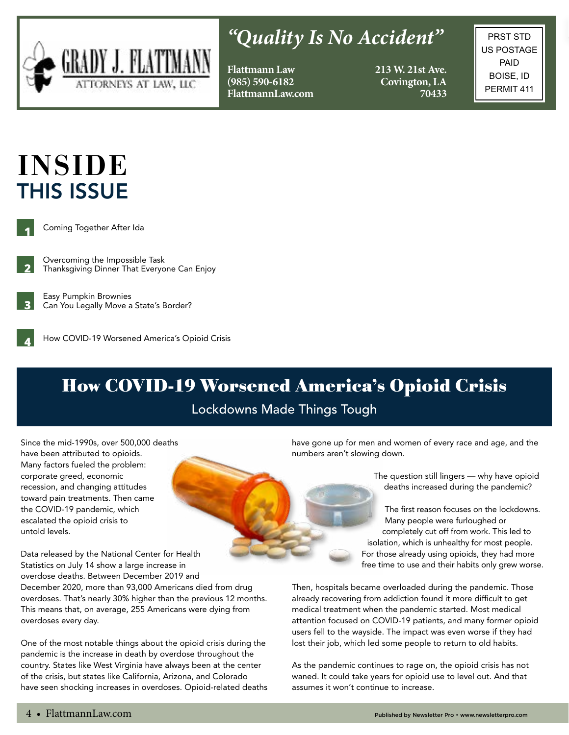GRADY J. FLATTMANN ATTORNEYS AT LAW, LLC

*"Quality Is No Accident"*

**Flattmann Law**
**(985) 590-6182**
**FlattmannLaw.com**

**213 W. 21st Ave.**
**Covington, LA**
**70433**

PRST STD
US POSTAGE
PAID
BOISE, ID
PERMIT 411

# INSIDE THIS ISSUE

1. Coming Together After Ida
2. Overcoming the Impossible Task
   Thanksgiving Dinner That Everyone Can Enjoy
3. Easy Pumpkin Brownies
   Can You Legally Move a State's Border?
4. How COVID-19 Worsened America's Opioid Crisis

## How COVID-19 Worsened America's Opioid Crisis

### Lockdowns Made Things Tough

Since the mid-1990s, over 500,000 deaths have been attributed to opioids. Many factors fueled the problem: corporate greed, economic recession, and changing attitudes toward pain treatments. Then came the COVID-19 pandemic, which escalated the opioid crisis to untold levels.

Data released by the National Center for Health Statistics on July 14 show a large increase in overdose deaths. Between December 2019 and December 2020, more than 93,000 Americans died from drug overdoses. That's nearly 30% higher than the previous 12 months. This means that, on average, 255 Americans were dying from overdoses every day.

One of the most notable things about the opioid crisis during the pandemic is the increase in death by overdose throughout the country. States like West Virginia have always been at the center of the crisis, but states like California, Arizona, and Colorado have seen shocking increases in overdoses. Opioid-related deaths have gone up for men and women of every race and age, and the numbers aren't slowing down.

The question still lingers — why have opioid deaths increased during the pandemic?

The first reason focuses on the lockdowns. Many people were furloughed or completely cut off from work. This led to isolation, which is unhealthy for most people. For those already using opioids, they had more free time to use and their habits only grew worse.

Then, hospitals became overloaded during the pandemic. Those already recovering from addiction found it more difficult to get medical treatment when the pandemic started. Most medical attention focused on COVID-19 patients, and many former opioid users fell to the wayside. The impact was even worse if they had lost their job, which led some people to return to old habits.

As the pandemic continues to rage on, the opioid crisis has not waned. It could take years for opioid use to level out. And that assumes it won't continue to increase.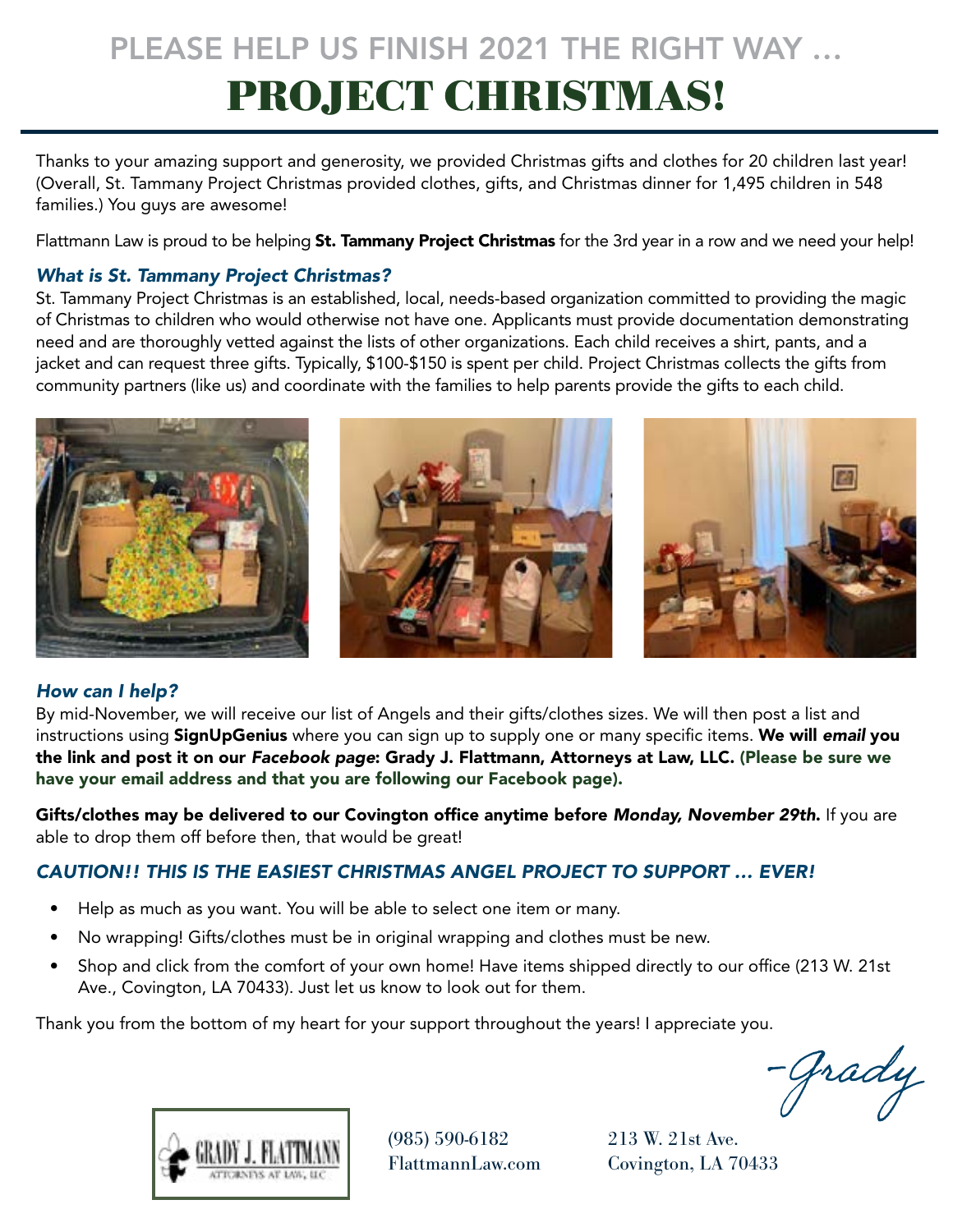# PLEASE HELP US FINISH 2021 THE RIGHT WAY …

# PROJECT CHRISTMAS!

Thanks to your amazing support and generosity, we provided Christmas gifts and clothes for 20 children last year! (Overall, St. Tammany Project Christmas provided clothes, gifts, and Christmas dinner for 1,495 children in 548 families.) You guys are awesome!

Flattmann Law is proud to be helping **St. Tammany Project Christmas** for the 3rd year in a row and we need your help!

### *What is St. Tammany Project Christmas?*

St. Tammany Project Christmas is an established, local, needs-based organization committed to providing the magic of Christmas to children who would otherwise not have one. Applicants must provide documentation demonstrating need and are thoroughly vetted against the lists of other organizations. Each child receives a shirt, pants, and a jacket and can request three gifts. Typically, $100-$150 is spent per child. Project Christmas collects the gifts from community partners (like us) and coordinate with the families to help parents provide the gifts to each child.

### *How can I help?*

By mid-November, we will receive our list of Angels and their gifts/clothes sizes. We will then post a list and instructions using **SignUpGenius** where you can sign up to supply one or many specific items. **We will *email* you the link and post it on our *Facebook page*: Grady J. Flattmann, Attorneys at Law, LLC. (Please be sure we have your email address and that you are following our Facebook page).**

**Gifts/clothes may be delivered to our Covington office anytime before *Monday, November 29th*.** If you are able to drop them off before then, that would be great!

### *CAUTION!! THIS IS THE EASIEST CHRISTMAS ANGEL PROJECT TO SUPPORT … EVER!*

- Help as much as you want. You will be able to select one item or many.
- No wrapping! Gifts/clothes must be in original wrapping and clothes must be new.
- Shop and click from the comfort of your own home! Have items shipped directly to our office (213 W. 21st Ave., Covington, LA 70433). Just let us know to look out for them.

Thank you from the bottom of my heart for your support throughout the years! I appreciate you.

-Grady

GRADY J. FLATTMANN
ATTORNEYS AT LAW, LLC

(985) 590-6182
FlattmannLaw.com

213 W. 21st Ave.
Covington, LA 70433